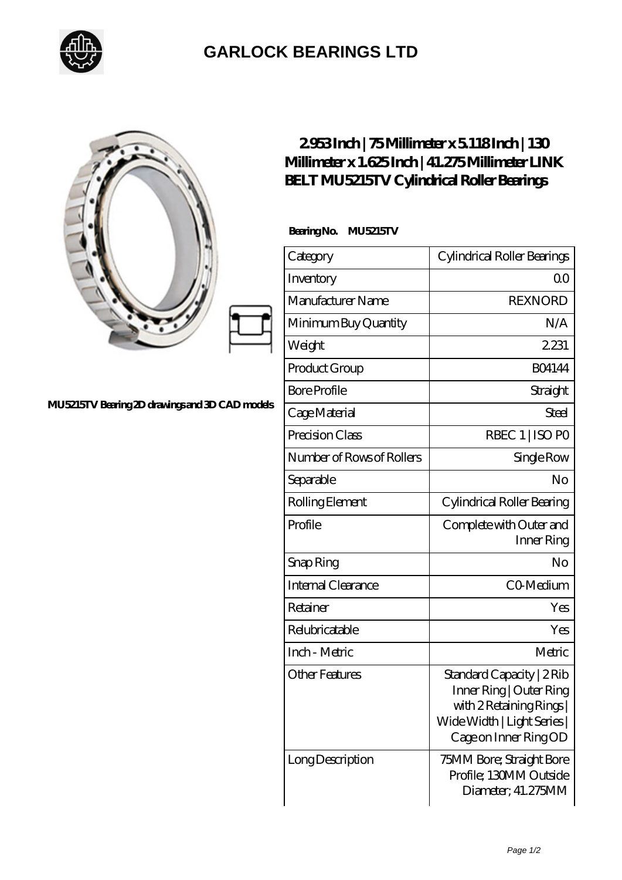# GARLOCK BEARINGS LTD

MU5215TV Bearing 2D drawings and 3D CAD models

## 2.953 Inch | 75 Millimeter x 5.118 Inch | 130 Millimeter x 1.625 Inch | 41.275 Millimeter LINK BELT MU5215TV Cylindrical Roller Bearings

**Bearing No. MU5215TV**

| Category | Cylindrical Roller Bearings |
|---|---|
| Inventory | 0.0 |
| Manufacturer Name | REXNORD |
| Minimum Buy Quantity | N/A |
| Weight | 2.231 |
| Product Group | B04144 |
| Bore Profile | Straight |
| Cage Material | Steel |
| Precision Class | RBEC 1 \| ISO P0 |
| Number of Rows of Rollers | Single Row |
| Separable | No |
| Rolling Element | Cylindrical Roller Bearing |
| Profile | Complete with Outer and Inner Ring |
| Snap Ring | No |
| Internal Clearance | C0-Medium |
| Retainer | Yes |
| Relubricatable | Yes |
| Inch - Metric | Metric |
| Other Features | Standard Capacity \| 2 Rib Inner Ring \| Outer Ring with 2 Retaining Rings \| Wide Width \| Light Series \| Cage on Inner Ring OD |
| Long Description | 75MM Bore; Straight Bore Profile; 130MM Outside Diameter; 41.275MM |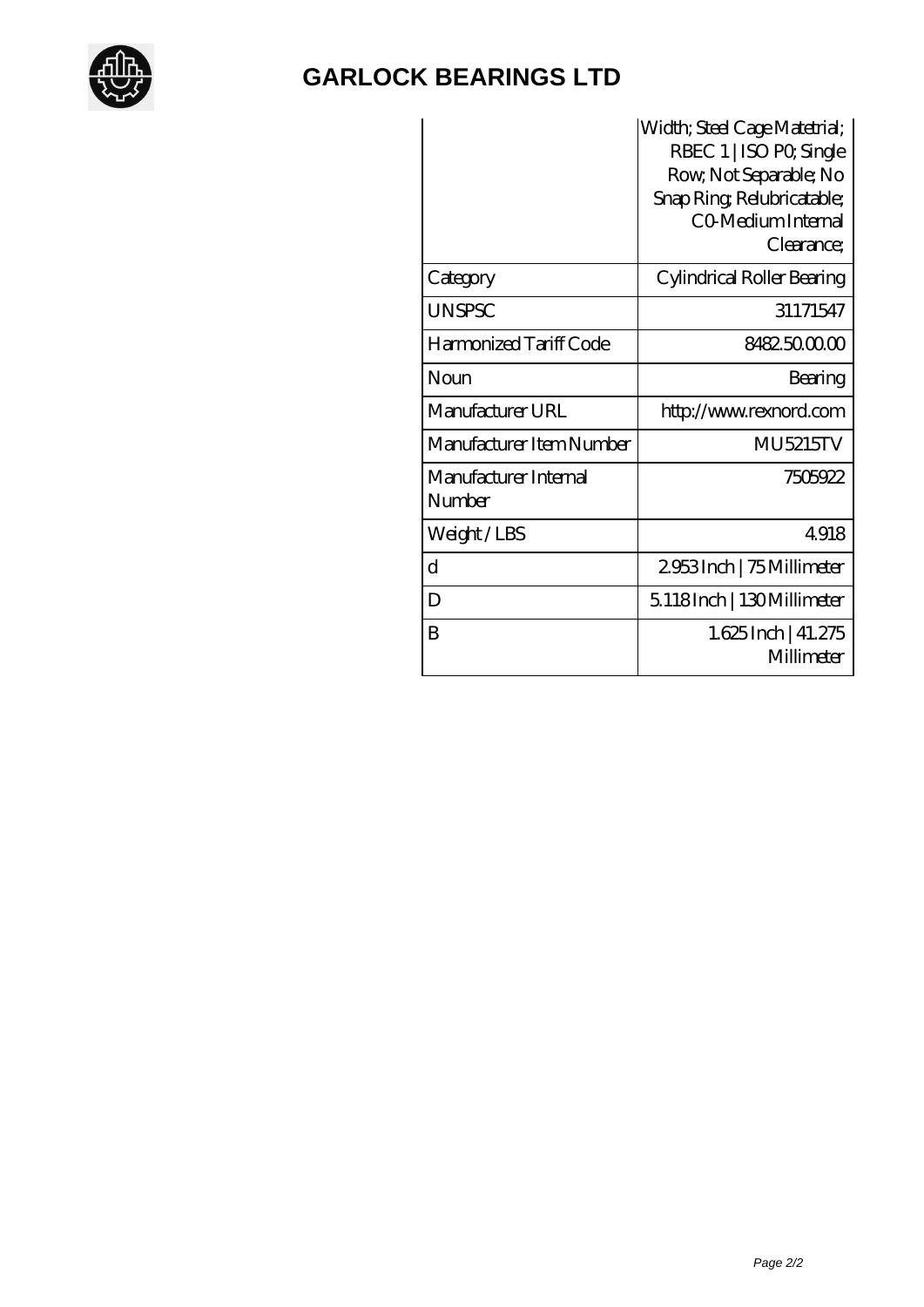| | |
|---|---|
| | Width; Steel Cage Matetrial; RBEC 1 \| ISO P0; Single Row; Not Separable; No Snap Ring; Relubricatable; C0-Medium Internal Clearance; |
| Category | Cylindrical Roller Bearing |
| UNSPSC | 31171547 |
| Harmonized Tariff Code | 8482.50.00.00 |
| Noun | Bearing |
| Manufacturer URL | http://www.rexnord.com |
| Manufacturer Item Number | MU5215TV |
| Manufacturer Internal Number | 7505922 |
| Weight / LBS | 4.918 |
| d | 2.953 Inch \| 75 Millimeter |
| D | 5.118 Inch \| 130 Millimeter |
| B | 1.625 Inch \| 41.275 Millimeter |